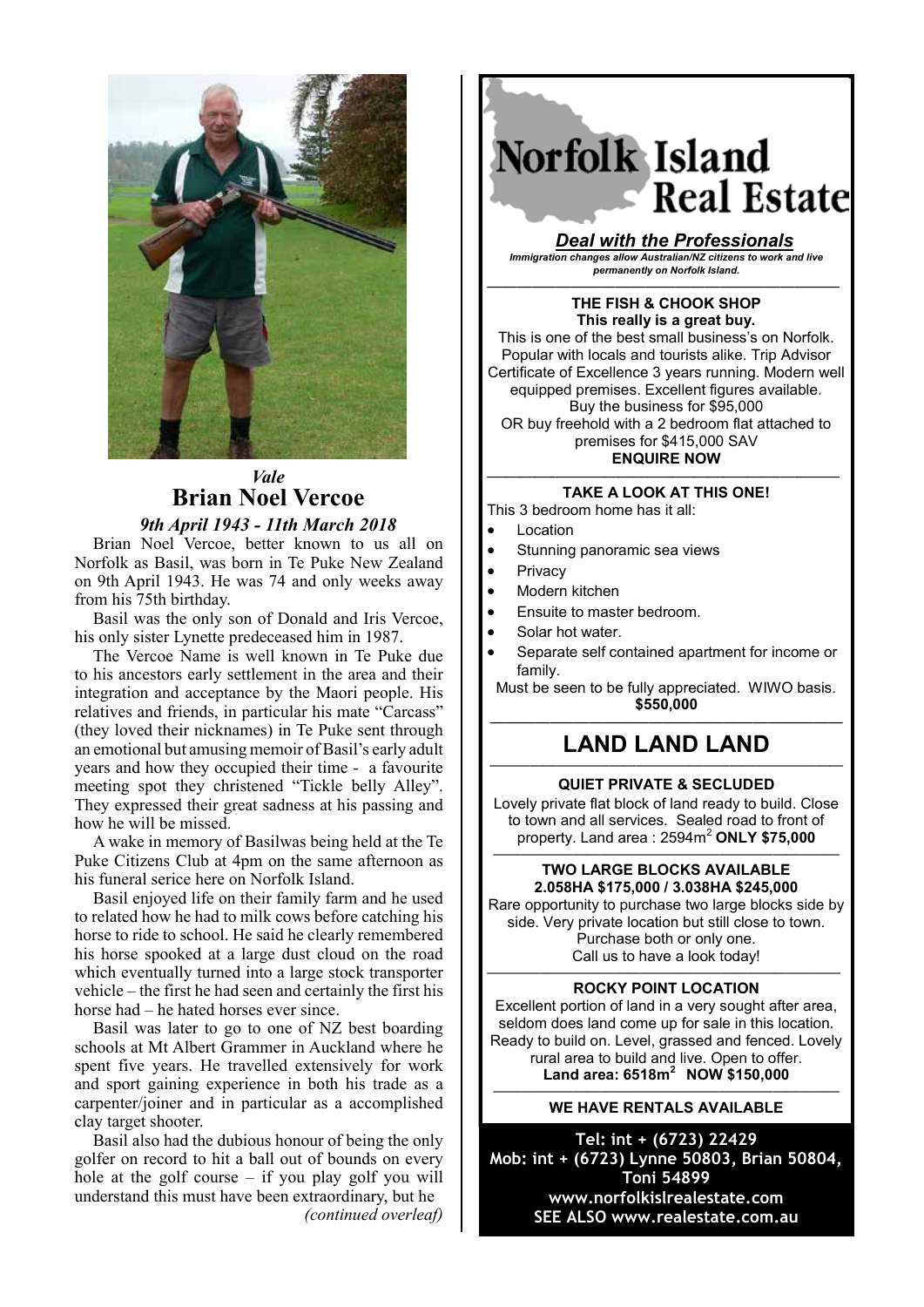*Vale*

# Brian Noel Vercoe

*9th April 1943 - 11th March 2018*

Brian Noel Vercoe, better known to us all on Norfolk as Basil, was born in Te Puke New Zealand on 9th April 1943. He was 74 and only weeks away from his 75th birthday.

Basil was the only son of Donald and Iris Vercoe, his only sister Lynette predeceased him in 1987.

The Vercoe Name is well known in Te Puke due to his ancestors early settlement in the area and their integration and acceptance by the Maori people. His relatives and friends, in particular his mate "Carcass" (they loved their nicknames) in Te Puke sent through an emotional but amusing memoir of Basil's early adult years and how they occupied their time - a favourite meeting spot they christened "Tickle belly Alley". They expressed their great sadness at his passing and how he will be missed.

A wake in memory of Basilwas being held at the Te Puke Citizens Club at 4pm on the same afternoon as his funeral serice here on Norfolk Island.

Basil enjoyed life on their family farm and he used to related how he had to milk cows before catching his horse to ride to school. He said he clearly remembered his horse spooked at a large dust cloud on the road which eventually turned into a large stock transporter vehicle – the first he had seen and certainly the first his horse had – he hated horses ever since.

Basil was later to go to one of NZ best boarding schools at Mt Albert Grammer in Auckland where he spent five years. He travelled extensively for work and sport gaining experience in both his trade as a carpenter/joiner and in particular as a accomplished clay target shooter.

Basil also had the dubious honour of being the only golfer on record to hit a ball out of bounds on every hole at the golf course – if you play golf you will understand this must have been extraordinary, but he

*(continued overleaf)*

---

# Norfolk Island Real Estate

***Deal with the Professionals***

***Immigration changes allow Australian/NZ citizens to work and live permanently on Norfolk Island.***

**THE FISH & CHOOK SHOP**
**This really is a great buy.**

This is one of the best small business's on Norfolk. Popular with locals and tourists alike. Trip Advisor Certificate of Excellence 3 years running. Modern well equipped premises. Excellent figures available. Buy the business for $95,000
OR buy freehold with a 2 bedroom flat attached to premises for $415,000 SAV
**ENQUIRE NOW**

**TAKE A LOOK AT THIS ONE!**

This 3 bedroom home has it all:

- Location
- Stunning panoramic sea views
- Privacy
- Modern kitchen
- Ensuite to master bedroom.
- Solar hot water.
- Separate self contained apartment for income or family.

Must be seen to be fully appreciated. WIWO basis.
**$550,000**

## LAND LAND LAND

**QUIET PRIVATE & SECLUDED**

Lovely private flat block of land ready to build. Close to town and all services. Sealed road to front of property. Land area : 2594m$^2$ **ONLY $75,000**

**TWO LARGE BLOCKS AVAILABLE**
**2.058HA $175,000 / 3.038HA $245,000**

Rare opportunity to purchase two large blocks side by side. Very private location but still close to town. Purchase both or only one.
Call us to have a look today!

**ROCKY POINT LOCATION**

Excellent portion of land in a very sought after area, seldom does land come up for sale in this location. Ready to build on. Level, grassed and fenced. Lovely rural area to build and live. Open to offer.
**Land area: 6518m$^2$ NOW $150,000**

**WE HAVE RENTALS AVAILABLE**

**Tel: int + (6723) 22429**
**Mob: int + (6723) Lynne 50803, Brian 50804, Toni 54899**
**www.norfolkislrealestate.com**
**SEE ALSO www.realestate.com.au**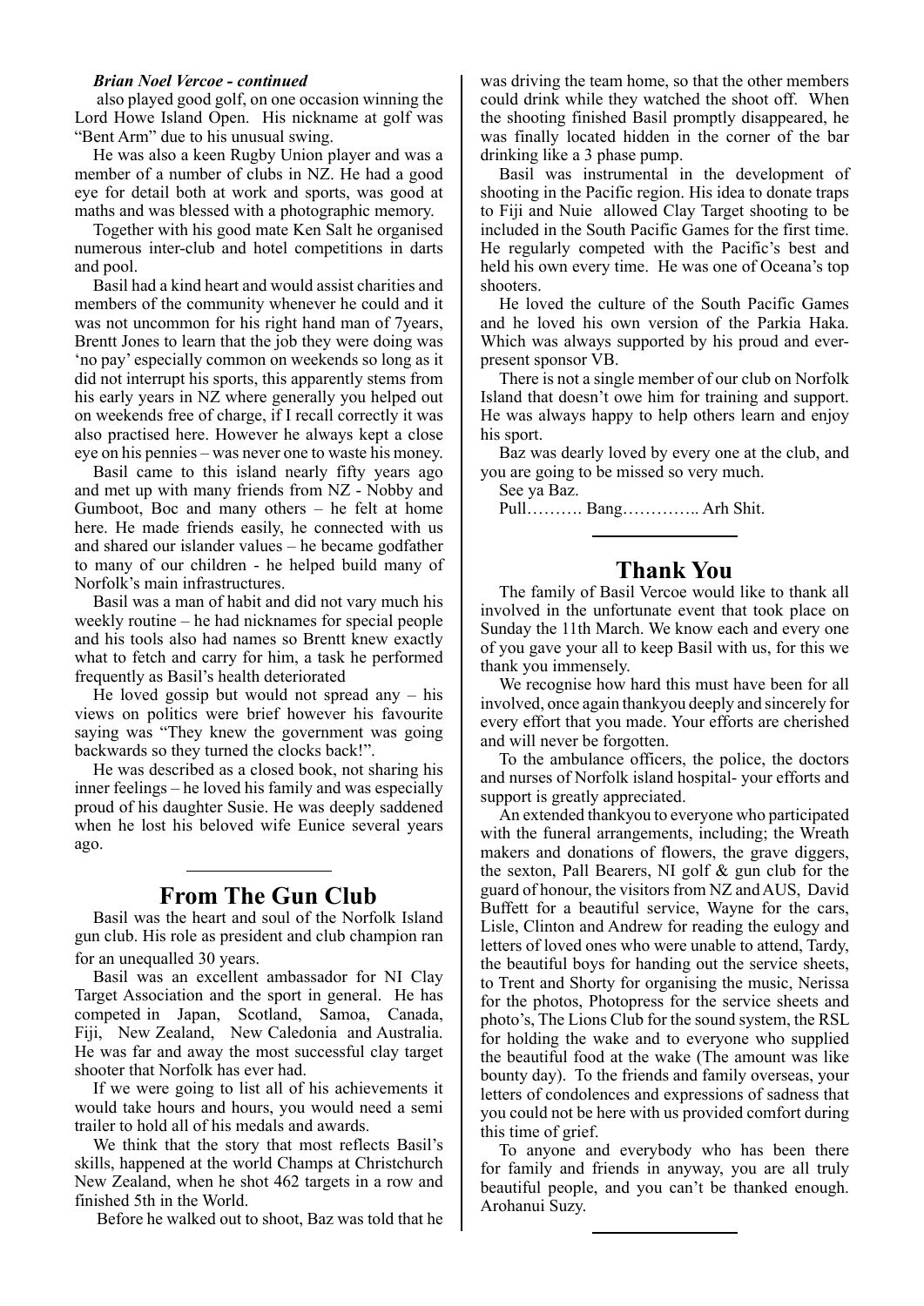***Brian Noel Vercoe - continued***

also played good golf, on one occasion winning the Lord Howe Island Open. His nickname at golf was "Bent Arm" due to his unusual swing.

He was also a keen Rugby Union player and was a member of a number of clubs in NZ. He had a good eye for detail both at work and sports, was good at maths and was blessed with a photographic memory.

Together with his good mate Ken Salt he organised numerous inter-club and hotel competitions in darts and pool.

Basil had a kind heart and would assist charities and members of the community whenever he could and it was not uncommon for his right hand man of 7years, Brentt Jones to learn that the job they were doing was 'no pay' especially common on weekends so long as it did not interrupt his sports, this apparently stems from his early years in NZ where generally you helped out on weekends free of charge, if I recall correctly it was also practised here. However he always kept a close eye on his pennies – was never one to waste his money.

Basil came to this island nearly fifty years ago and met up with many friends from NZ - Nobby and Gumboot, Boc and many others – he felt at home here. He made friends easily, he connected with us and shared our islander values – he became godfather to many of our children - he helped build many of Norfolk's main infrastructures.

Basil was a man of habit and did not vary much his weekly routine – he had nicknames for special people and his tools also had names so Brentt knew exactly what to fetch and carry for him, a task he performed frequently as Basil's health deteriorated

He loved gossip but would not spread any – his views on politics were brief however his favourite saying was "They knew the government was going backwards so they turned the clocks back!".

He was described as a closed book, not sharing his inner feelings – he loved his family and was especially proud of his daughter Susie. He was deeply saddened when he lost his beloved wife Eunice several years ago.

## From The Gun Club

Basil was the heart and soul of the Norfolk Island gun club. His role as president and club champion ran for an unequalled 30 years.

Basil was an excellent ambassador for NI Clay Target Association and the sport in general. He has competed in Japan, Scotland, Samoa, Canada, Fiji, New Zealand, New Caledonia and Australia. He was far and away the most successful clay target shooter that Norfolk has ever had.

If we were going to list all of his achievements it would take hours and hours, you would need a semi trailer to hold all of his medals and awards.

We think that the story that most reflects Basil's skills, happened at the world Champs at Christchurch New Zealand, when he shot 462 targets in a row and finished 5th in the World.

Before he walked out to shoot, Baz was told that he was driving the team home, so that the other members could drink while they watched the shoot off. When the shooting finished Basil promptly disappeared, he was finally located hidden in the corner of the bar drinking like a 3 phase pump.

Basil was instrumental in the development of shooting in the Pacific region. His idea to donate traps to Fiji and Nuie allowed Clay Target shooting to be included in the South Pacific Games for the first time. He regularly competed with the Pacific's best and held his own every time. He was one of Oceana's top shooters.

He loved the culture of the South Pacific Games and he loved his own version of the Parkia Haka. Which was always supported by his proud and ever-present sponsor VB.

There is not a single member of our club on Norfolk Island that doesn't owe him for training and support. He was always happy to help others learn and enjoy his sport.

Baz was dearly loved by every one at the club, and you are going to be missed so very much.

See ya Baz.

Pull………. Bang………….. Arh Shit.

## Thank You

The family of Basil Vercoe would like to thank all involved in the unfortunate event that took place on Sunday the 11th March. We know each and every one of you gave your all to keep Basil with us, for this we thank you immensely.

We recognise how hard this must have been for all involved, once again thankyou deeply and sincerely for every effort that you made. Your efforts are cherished and will never be forgotten.

To the ambulance officers, the police, the doctors and nurses of Norfolk island hospital- your efforts and support is greatly appreciated.

An extended thankyou to everyone who participated with the funeral arrangements, including; the Wreath makers and donations of flowers, the grave diggers, the sexton, Pall Bearers, NI golf & gun club for the guard of honour, the visitors from NZ and AUS, David Buffett for a beautiful service, Wayne for the cars, Lisle, Clinton and Andrew for reading the eulogy and letters of loved ones who were unable to attend, Tardy, the beautiful boys for handing out the service sheets, to Trent and Shorty for organising the music, Nerissa for the photos, Photopress for the service sheets and photo's, The Lions Club for the sound system, the RSL for holding the wake and to everyone who supplied the beautiful food at the wake (The amount was like bounty day). To the friends and family overseas, your letters of condolences and expressions of sadness that you could not be here with us provided comfort during this time of grief.

To anyone and everybody who has been there for family and friends in anyway, you are all truly beautiful people, and you can't be thanked enough. Arohanui Suzy.